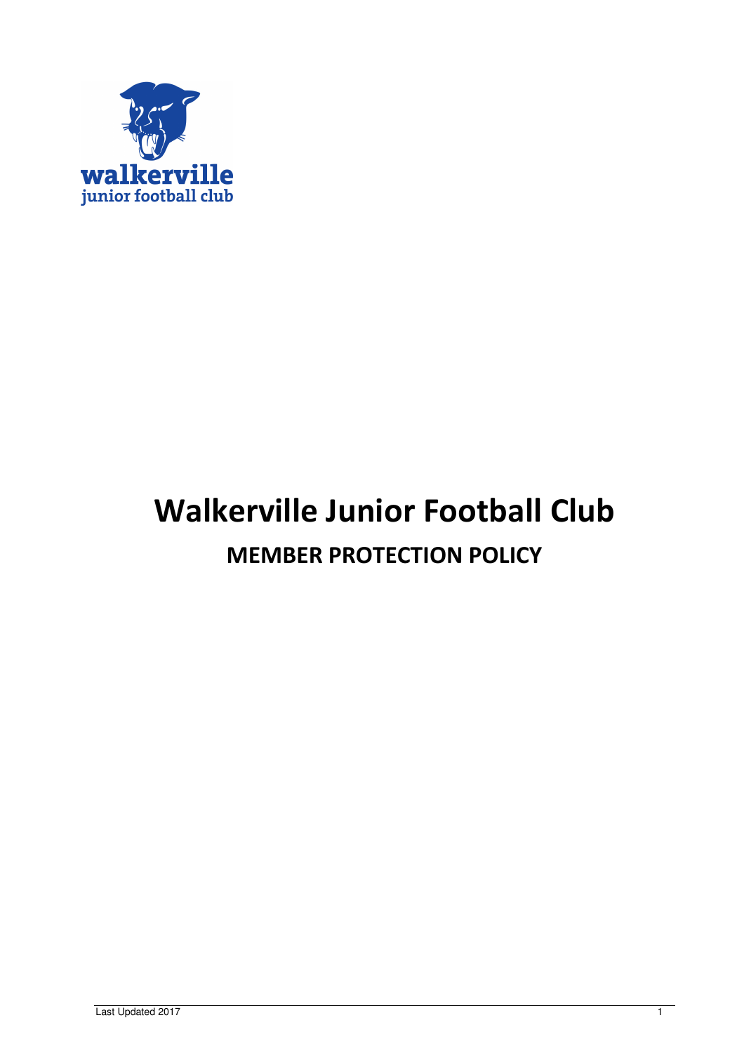walkerville
junior football club

# Walkerville Junior Football Club

## MEMBER PROTECTION POLICY

Last Updated 2017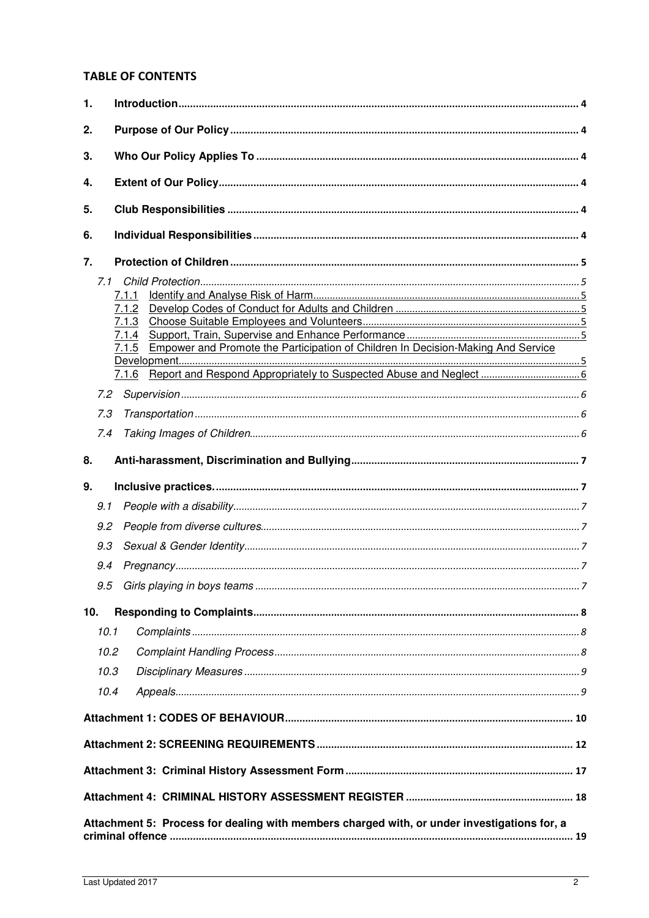## TABLE OF CONTENTS

1. **Introduction** ..... 4
2. **Purpose of Our Policy** ..... 4
3. **Who Our Policy Applies To** ..... 4
4. **Extent of Our Policy** ..... 4
5. **Club Responsibilities** ..... 4
6. **Individual Responsibilities** ..... 4
7. **Protection of Children** ..... 5
   - 7.1 Child Protection ..... 5
     - 7.1.1 Identify and Analyse Risk of Harm ..... 5
     - 7.1.2 Develop Codes of Conduct for Adults and Children ..... 5
     - 7.1.3 Choose Suitable Employees and Volunteers ..... 5
     - 7.1.4 Support, Train, Supervise and Enhance Performance ..... 5
     - 7.1.5 Empower and Promote the Participation of Children In Decision-Making And Service Development ..... 5
     - 7.1.6 Report and Respond Appropriately to Suspected Abuse and Neglect ..... 6
   - 7.2 *Supervision* ..... 6
   - 7.3 *Transportation* ..... 6
   - 7.4 *Taking Images of Children* ..... 6
8. **Anti-harassment, Discrimination and Bullying** ..... 7
9. **Inclusive practices.** ..... 7
   - 9.1 *People with a disability* ..... 7
   - 9.2 *People from diverse cultures* ..... 7
   - 9.3 *Sexual & Gender Identity* ..... 7
   - 9.4 *Pregnancy* ..... 7
   - 9.5 *Girls playing in boys teams* ..... 7
10. **Responding to Complaints** ..... 8
    - 10.1 *Complaints* ..... 8
    - 10.2 *Complaint Handling Process* ..... 8
    - 10.3 *Disciplinary Measures* ..... 9
    - 10.4 *Appeals* ..... 9

**Attachment 1: CODES OF BEHAVIOUR** ..... 10

**Attachment 2: SCREENING REQUIREMENTS** ..... 12

**Attachment 3: Criminal History Assessment Form** ..... 17

**Attachment 4: CRIMINAL HISTORY ASSESSMENT REGISTER** ..... 18

**Attachment 5: Process for dealing with members charged with, or under investigations for, a criminal offence** ..... 19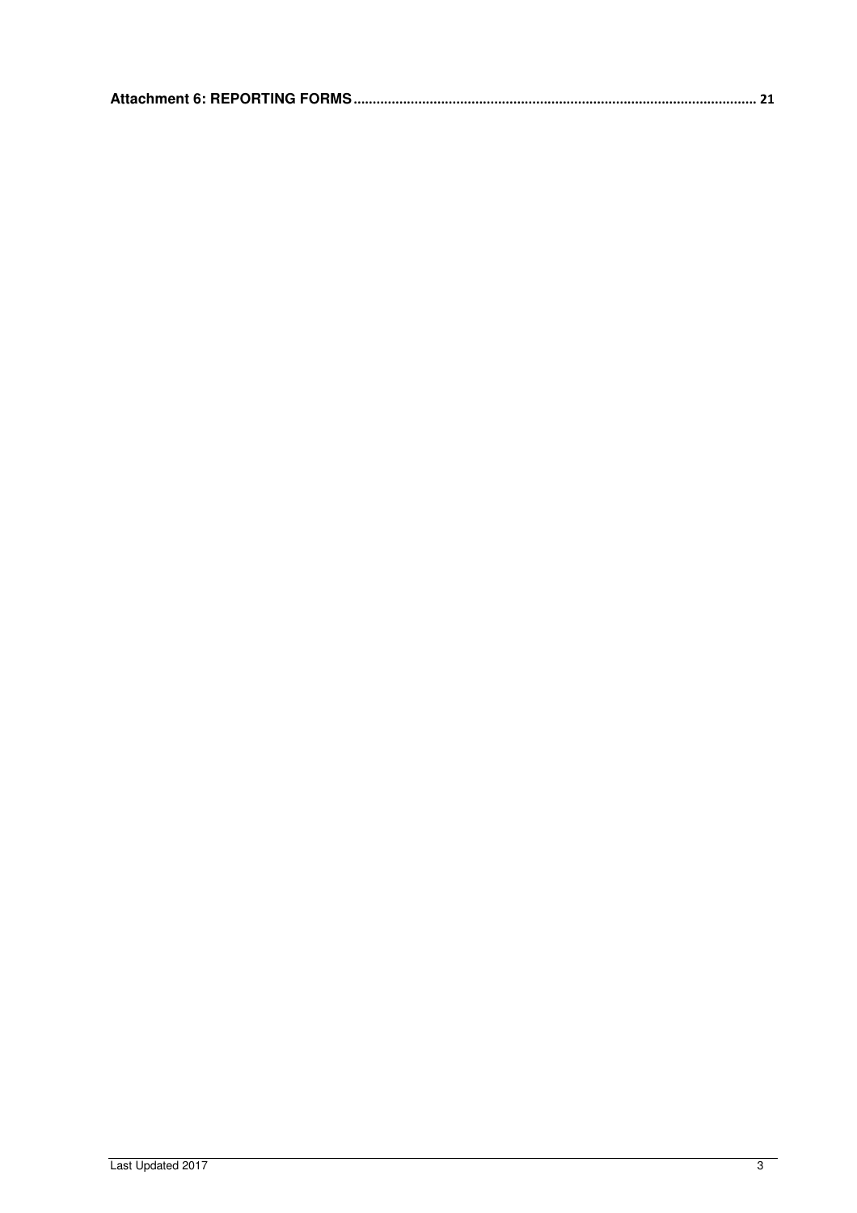**Attachment 6: REPORTING FORMS** ........................................................................................................ 21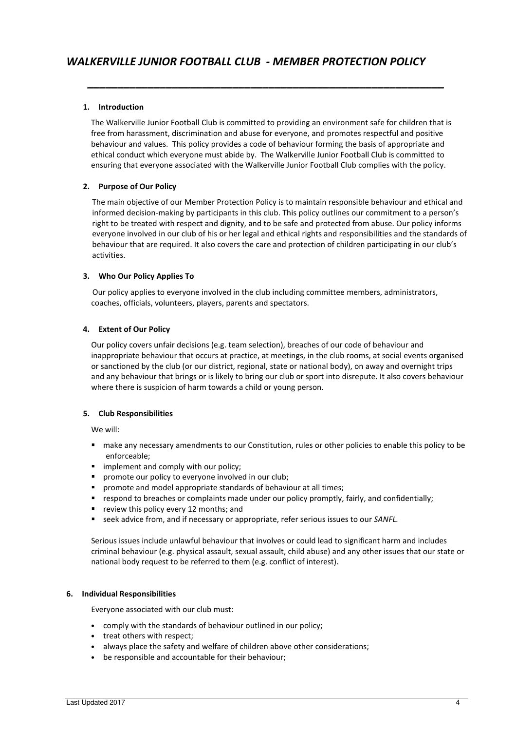# *WALKERVILLE JUNIOR FOOTBALL CLUB - MEMBER PROTECTION POLICY*

## 1. Introduction

The Walkerville Junior Football Club is committed to providing an environment safe for children that is free from harassment, discrimination and abuse for everyone, and promotes respectful and positive behaviour and values. This policy provides a code of behaviour forming the basis of appropriate and ethical conduct which everyone must abide by. The Walkerville Junior Football Club is committed to ensuring that everyone associated with the Walkerville Junior Football Club complies with the policy.

## 2. Purpose of Our Policy

The main objective of our Member Protection Policy is to maintain responsible behaviour and ethical and informed decision-making by participants in this club. This policy outlines our commitment to a person's right to be treated with respect and dignity, and to be safe and protected from abuse. Our policy informs everyone involved in our club of his or her legal and ethical rights and responsibilities and the standards of behaviour that are required. It also covers the care and protection of children participating in our club's activities.

## 3. Who Our Policy Applies To

Our policy applies to everyone involved in the club including committee members, administrators, coaches, officials, volunteers, players, parents and spectators.

## 4. Extent of Our Policy

Our policy covers unfair decisions (e.g. team selection), breaches of our code of behaviour and inappropriate behaviour that occurs at practice, at meetings, in the club rooms, at social events organised or sanctioned by the club (or our district, regional, state or national body), on away and overnight trips and any behaviour that brings or is likely to bring our club or sport into disrepute. It also covers behaviour where there is suspicion of harm towards a child or young person.

## 5. Club Responsibilities

We will:

- make any necessary amendments to our Constitution, rules or other policies to enable this policy to be enforceable;
- implement and comply with our policy;
- promote our policy to everyone involved in our club;
- promote and model appropriate standards of behaviour at all times;
- respond to breaches or complaints made under our policy promptly, fairly, and confidentially;
- review this policy every 12 months; and
- seek advice from, and if necessary or appropriate, refer serious issues to our *SANFL.*

Serious issues include unlawful behaviour that involves or could lead to significant harm and includes criminal behaviour (e.g. physical assault, sexual assault, child abuse) and any other issues that our state or national body request to be referred to them (e.g. conflict of interest).

## 6. Individual Responsibilities

Everyone associated with our club must:

- comply with the standards of behaviour outlined in our policy;
- treat others with respect;
- always place the safety and welfare of children above other considerations;
- be responsible and accountable for their behaviour;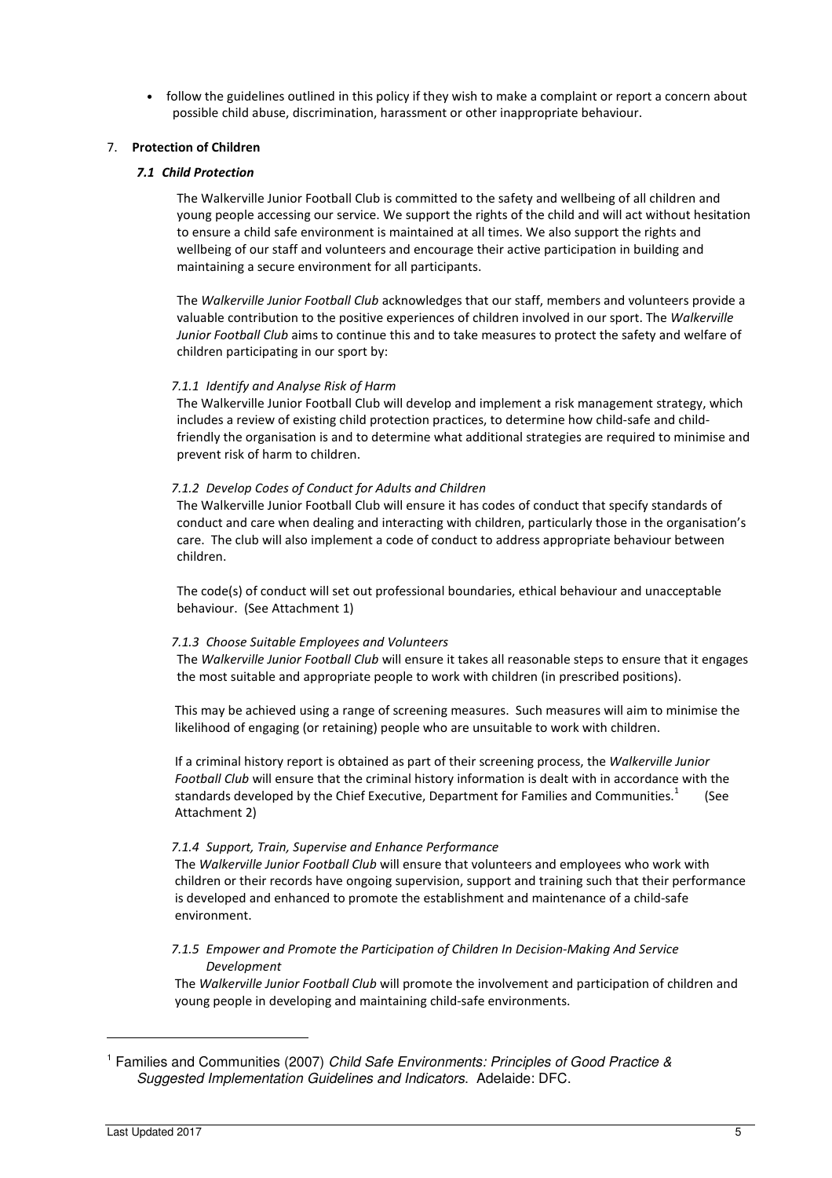- follow the guidelines outlined in this policy if they wish to make a complaint or report a concern about possible child abuse, discrimination, harassment or other inappropriate behaviour.

## 7. Protection of Children

### *7.1 Child Protection*

The Walkerville Junior Football Club is committed to the safety and wellbeing of all children and young people accessing our service. We support the rights of the child and will act without hesitation to ensure a child safe environment is maintained at all times. We also support the rights and wellbeing of our staff and volunteers and encourage their active participation in building and maintaining a secure environment for all participants.

The *Walkerville Junior Football Club* acknowledges that our staff, members and volunteers provide a valuable contribution to the positive experiences of children involved in our sport. The *Walkerville Junior Football Club* aims to continue this and to take measures to protect the safety and welfare of children participating in our sport by:

#### *7.1.1 Identify and Analyse Risk of Harm*

The Walkerville Junior Football Club will develop and implement a risk management strategy, which includes a review of existing child protection practices, to determine how child-safe and child-friendly the organisation is and to determine what additional strategies are required to minimise and prevent risk of harm to children.

#### *7.1.2 Develop Codes of Conduct for Adults and Children*

The Walkerville Junior Football Club will ensure it has codes of conduct that specify standards of conduct and care when dealing and interacting with children, particularly those in the organisation's care. The club will also implement a code of conduct to address appropriate behaviour between children.

The code(s) of conduct will set out professional boundaries, ethical behaviour and unacceptable behaviour. (See Attachment 1)

#### *7.1.3 Choose Suitable Employees and Volunteers*

The *Walkerville Junior Football Club* will ensure it takes all reasonable steps to ensure that it engages the most suitable and appropriate people to work with children (in prescribed positions).

This may be achieved using a range of screening measures. Such measures will aim to minimise the likelihood of engaging (or retaining) people who are unsuitable to work with children.

If a criminal history report is obtained as part of their screening process, the *Walkerville Junior Football Club* will ensure that the criminal history information is dealt with in accordance with the standards developed by the Chief Executive, Department for Families and Communities.[1] (See Attachment 2)

#### *7.1.4 Support, Train, Supervise and Enhance Performance*

The *Walkerville Junior Football Club* will ensure that volunteers and employees who work with children or their records have ongoing supervision, support and training such that their performance is developed and enhanced to promote the establishment and maintenance of a child-safe environment.

#### *7.1.5 Empower and Promote the Participation of Children In Decision-Making And Service Development*

The *Walkerville Junior Football Club* will promote the involvement and participation of children and young people in developing and maintaining child-safe environments.

---

[1] Families and Communities (2007) *Child Safe Environments: Principles of Good Practice & Suggested Implementation Guidelines and Indicators*. Adelaide: DFC.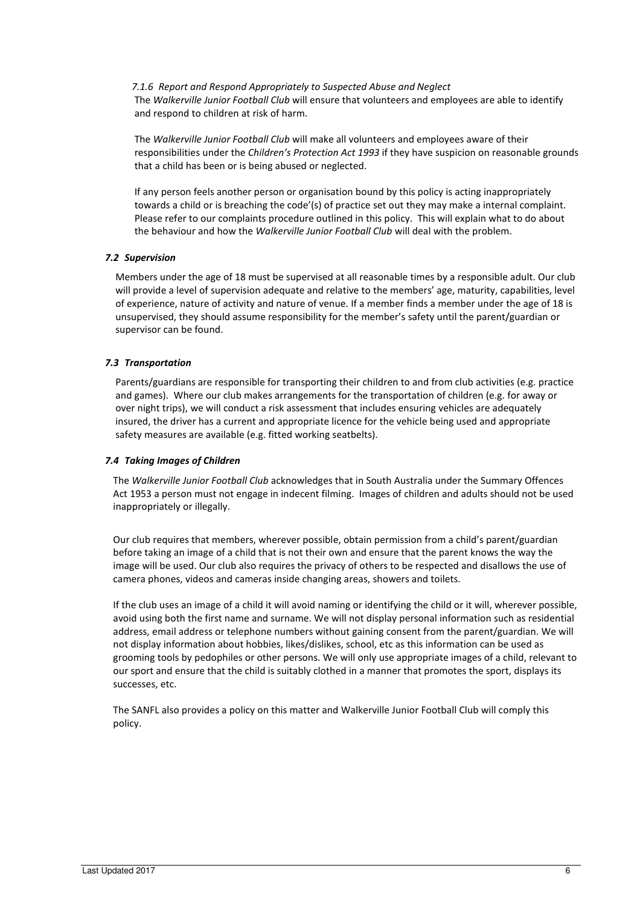#### *7.1.6 Report and Respond Appropriately to Suspected Abuse and Neglect*

The *Walkerville Junior Football Club* will ensure that volunteers and employees are able to identify and respond to children at risk of harm.

The *Walkerville Junior Football Club* will make all volunteers and employees aware of their responsibilities under the *Children's Protection Act 1993* if they have suspicion on reasonable grounds that a child has been or is being abused or neglected.

If any person feels another person or organisation bound by this policy is acting inappropriately towards a child or is breaching the code'(s) of practice set out they may make a internal complaint. Please refer to our complaints procedure outlined in this policy. This will explain what to do about the behaviour and how the *Walkerville Junior Football Club* will deal with the problem.

### *7.2 Supervision*

Members under the age of 18 must be supervised at all reasonable times by a responsible adult. Our club will provide a level of supervision adequate and relative to the members' age, maturity, capabilities, level of experience, nature of activity and nature of venue. If a member finds a member under the age of 18 is unsupervised, they should assume responsibility for the member's safety until the parent/guardian or supervisor can be found.

### *7.3 Transportation*

Parents/guardians are responsible for transporting their children to and from club activities (e.g. practice and games). Where our club makes arrangements for the transportation of children (e.g. for away or over night trips), we will conduct a risk assessment that includes ensuring vehicles are adequately insured, the driver has a current and appropriate licence for the vehicle being used and appropriate safety measures are available (e.g. fitted working seatbelts).

### *7.4 Taking Images of Children*

The *Walkerville Junior Football Club* acknowledges that in South Australia under the Summary Offences Act 1953 a person must not engage in indecent filming. Images of children and adults should not be used inappropriately or illegally.

Our club requires that members, wherever possible, obtain permission from a child's parent/guardian before taking an image of a child that is not their own and ensure that the parent knows the way the image will be used. Our club also requires the privacy of others to be respected and disallows the use of camera phones, videos and cameras inside changing areas, showers and toilets.

If the club uses an image of a child it will avoid naming or identifying the child or it will, wherever possible, avoid using both the first name and surname. We will not display personal information such as residential address, email address or telephone numbers without gaining consent from the parent/guardian. We will not display information about hobbies, likes/dislikes, school, etc as this information can be used as grooming tools by pedophiles or other persons. We will only use appropriate images of a child, relevant to our sport and ensure that the child is suitably clothed in a manner that promotes the sport, displays its successes, etc.

The SANFL also provides a policy on this matter and Walkerville Junior Football Club will comply this policy.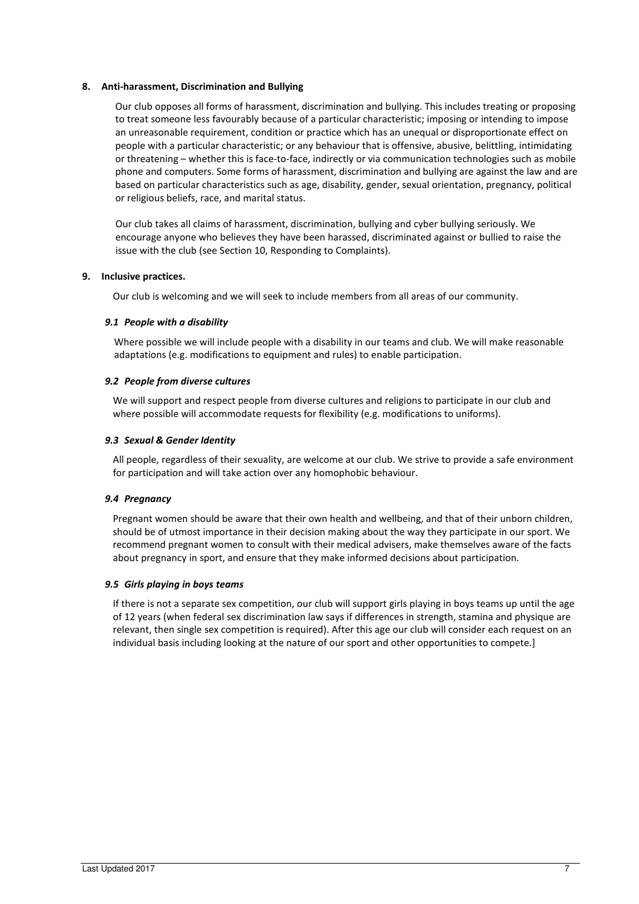## 8. Anti-harassment, Discrimination and Bullying

Our club opposes all forms of harassment, discrimination and bullying. This includes treating or proposing to treat someone less favourably because of a particular characteristic; imposing or intending to impose an unreasonable requirement, condition or practice which has an unequal or disproportionate effect on people with a particular characteristic; or any behaviour that is offensive, abusive, belittling, intimidating or threatening – whether this is face-to-face, indirectly or via communication technologies such as mobile phone and computers. Some forms of harassment, discrimination and bullying are against the law and are based on particular characteristics such as age, disability, gender, sexual orientation, pregnancy, political or religious beliefs, race, and marital status.

Our club takes all claims of harassment, discrimination, bullying and cyber bullying seriously. We encourage anyone who believes they have been harassed, discriminated against or bullied to raise the issue with the club (see Section 10, Responding to Complaints).

## 9. Inclusive practices.

Our club is welcoming and we will seek to include members from all areas of our community.

### *9.1 People with a disability*

Where possible we will include people with a disability in our teams and club. We will make reasonable adaptations (e.g. modifications to equipment and rules) to enable participation.

### *9.2 People from diverse cultures*

We will support and respect people from diverse cultures and religions to participate in our club and where possible will accommodate requests for flexibility (e.g. modifications to uniforms).

### *9.3 Sexual & Gender Identity*

All people, regardless of their sexuality, are welcome at our club. We strive to provide a safe environment for participation and will take action over any homophobic behaviour.

### *9.4 Pregnancy*

Pregnant women should be aware that their own health and wellbeing, and that of their unborn children, should be of utmost importance in their decision making about the way they participate in our sport. We recommend pregnant women to consult with their medical advisers, make themselves aware of the facts about pregnancy in sport, and ensure that they make informed decisions about participation.

### *9.5 Girls playing in boys teams*

If there is not a separate sex competition, our club will support girls playing in boys teams up until the age of 12 years (when federal sex discrimination law says if differences in strength, stamina and physique are relevant, then single sex competition is required). After this age our club will consider each request on an individual basis including looking at the nature of our sport and other opportunities to compete.]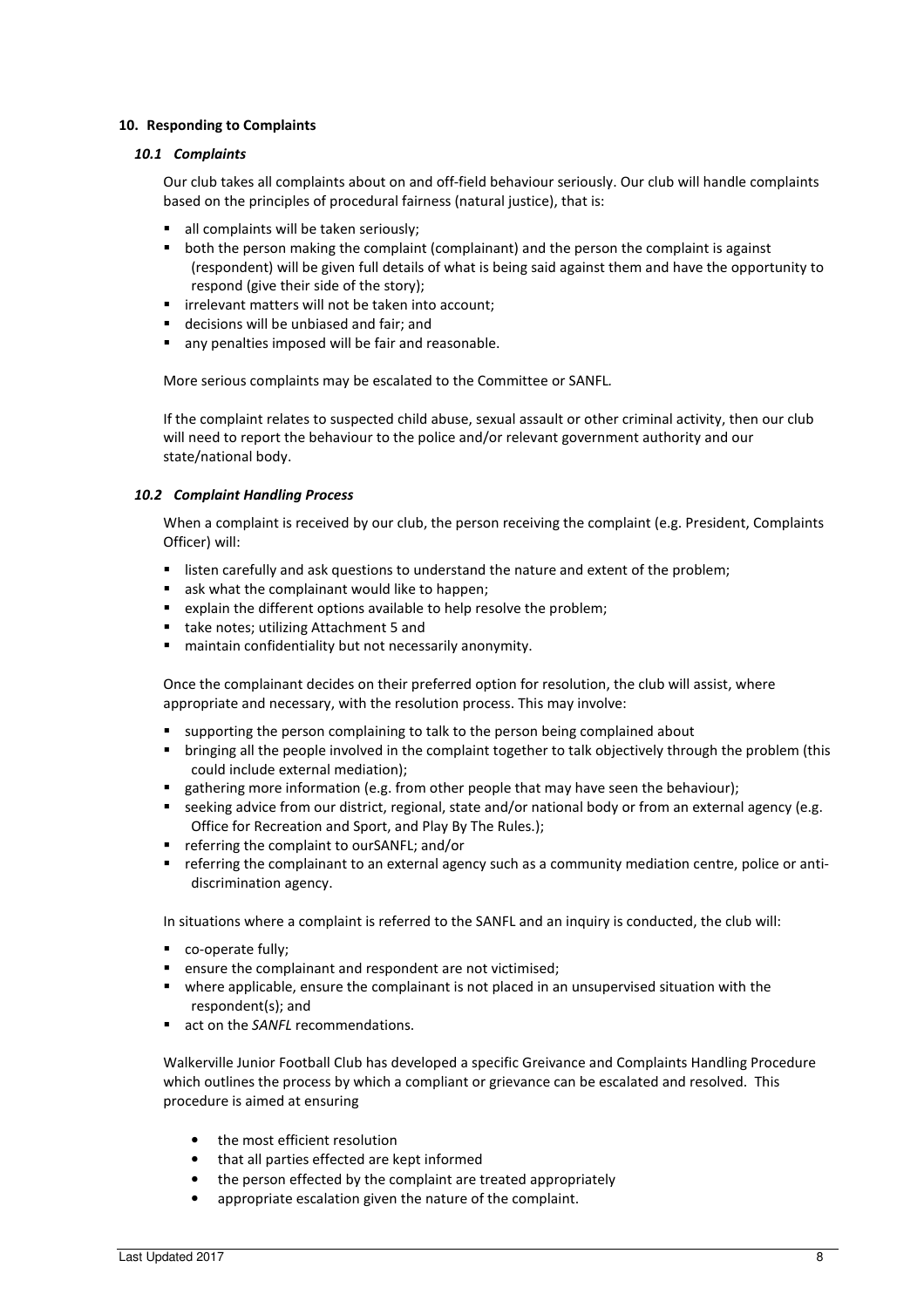## 10. Responding to Complaints

### *10.1 Complaints*

Our club takes all complaints about on and off-field behaviour seriously. Our club will handle complaints based on the principles of procedural fairness (natural justice), that is:

- all complaints will be taken seriously;
- both the person making the complaint (complainant) and the person the complaint is against (respondent) will be given full details of what is being said against them and have the opportunity to respond (give their side of the story);
- irrelevant matters will not be taken into account;
- decisions will be unbiased and fair; and
- any penalties imposed will be fair and reasonable.

More serious complaints may be escalated to the Committee or SANFL.

If the complaint relates to suspected child abuse, sexual assault or other criminal activity, then our club will need to report the behaviour to the police and/or relevant government authority and our state/national body.

### *10.2 Complaint Handling Process*

When a complaint is received by our club, the person receiving the complaint (e.g. President, Complaints Officer) will:

- listen carefully and ask questions to understand the nature and extent of the problem;
- ask what the complainant would like to happen;
- explain the different options available to help resolve the problem;
- take notes; utilizing Attachment 5 and
- maintain confidentiality but not necessarily anonymity.

Once the complainant decides on their preferred option for resolution, the club will assist, where appropriate and necessary, with the resolution process. This may involve:

- supporting the person complaining to talk to the person being complained about
- bringing all the people involved in the complaint together to talk objectively through the problem (this could include external mediation);
- gathering more information (e.g. from other people that may have seen the behaviour);
- seeking advice from our district, regional, state and/or national body or from an external agency (e.g. Office for Recreation and Sport, and Play By The Rules.);
- referring the complaint to ourSANFL; and/or
- referring the complainant to an external agency such as a community mediation centre, police or anti-discrimination agency.

In situations where a complaint is referred to the SANFL and an inquiry is conducted, the club will:

- co-operate fully;
- ensure the complainant and respondent are not victimised;
- where applicable, ensure the complainant is not placed in an unsupervised situation with the respondent(s); and
- act on the *SANFL* recommendations.

Walkerville Junior Football Club has developed a specific Greivance and Complaints Handling Procedure which outlines the process by which a compliant or grievance can be escalated and resolved. This procedure is aimed at ensuring

- the most efficient resolution
- that all parties effected are kept informed
- the person effected by the complaint are treated appropriately
- appropriate escalation given the nature of the complaint.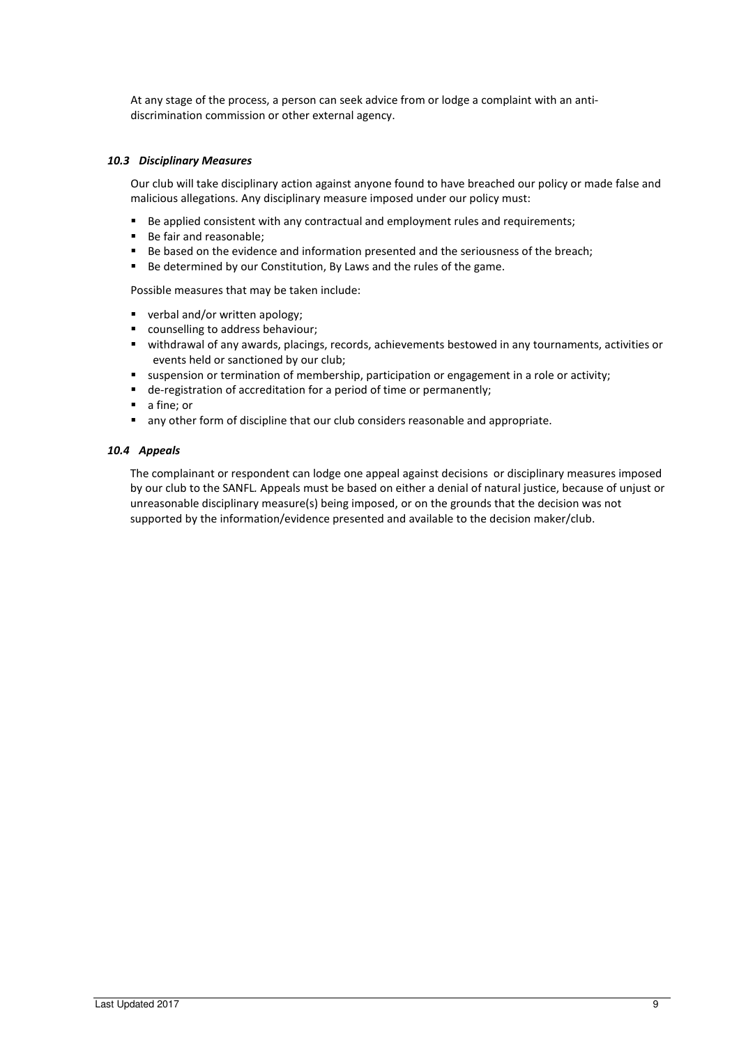At any stage of the process, a person can seek advice from or lodge a complaint with an anti-discrimination commission or other external agency.

### *10.3 Disciplinary Measures*

Our club will take disciplinary action against anyone found to have breached our policy or made false and malicious allegations. Any disciplinary measure imposed under our policy must:

- Be applied consistent with any contractual and employment rules and requirements;
- Be fair and reasonable;
- Be based on the evidence and information presented and the seriousness of the breach;
- Be determined by our Constitution, By Laws and the rules of the game.

Possible measures that may be taken include:

- verbal and/or written apology;
- counselling to address behaviour;
- withdrawal of any awards, placings, records, achievements bestowed in any tournaments, activities or events held or sanctioned by our club;
- suspension or termination of membership, participation or engagement in a role or activity;
- de-registration of accreditation for a period of time or permanently;
- a fine; or
- any other form of discipline that our club considers reasonable and appropriate.

### *10.4 Appeals*

The complainant or respondent can lodge one appeal against decisions or disciplinary measures imposed by our club to the SANFL. Appeals must be based on either a denial of natural justice, because of unjust or unreasonable disciplinary measure(s) being imposed, or on the grounds that the decision was not supported by the information/evidence presented and available to the decision maker/club.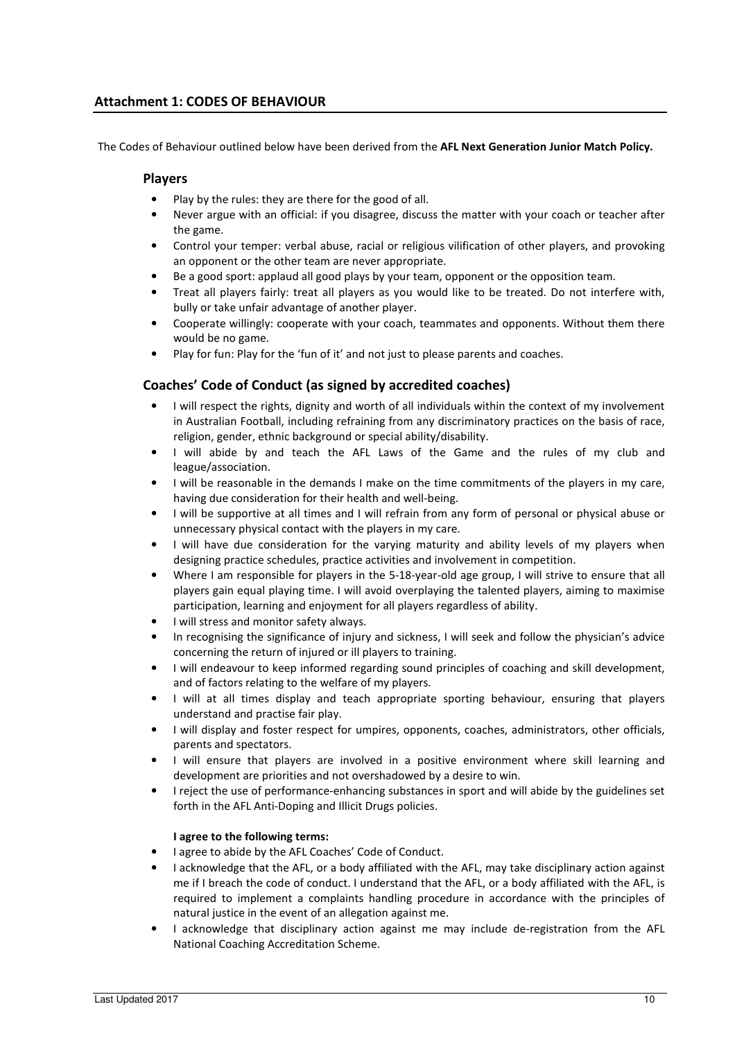## Attachment 1: CODES OF BEHAVIOUR

The Codes of Behaviour outlined below have been derived from the **AFL Next Generation Junior Match Policy.**

### Players

- Play by the rules: they are there for the good of all.
- Never argue with an official: if you disagree, discuss the matter with your coach or teacher after the game.
- Control your temper: verbal abuse, racial or religious vilification of other players, and provoking an opponent or the other team are never appropriate.
- Be a good sport: applaud all good plays by your team, opponent or the opposition team.
- Treat all players fairly: treat all players as you would like to be treated. Do not interfere with, bully or take unfair advantage of another player.
- Cooperate willingly: cooperate with your coach, teammates and opponents. Without them there would be no game.
- Play for fun: Play for the 'fun of it' and not just to please parents and coaches.

### Coaches' Code of Conduct (as signed by accredited coaches)

- I will respect the rights, dignity and worth of all individuals within the context of my involvement in Australian Football, including refraining from any discriminatory practices on the basis of race, religion, gender, ethnic background or special ability/disability.
- I will abide by and teach the AFL Laws of the Game and the rules of my club and league/association.
- I will be reasonable in the demands I make on the time commitments of the players in my care, having due consideration for their health and well-being.
- I will be supportive at all times and I will refrain from any form of personal or physical abuse or unnecessary physical contact with the players in my care.
- I will have due consideration for the varying maturity and ability levels of my players when designing practice schedules, practice activities and involvement in competition.
- Where I am responsible for players in the 5-18-year-old age group, I will strive to ensure that all players gain equal playing time. I will avoid overplaying the talented players, aiming to maximise participation, learning and enjoyment for all players regardless of ability.
- I will stress and monitor safety always.
- In recognising the significance of injury and sickness, I will seek and follow the physician's advice concerning the return of injured or ill players to training.
- I will endeavour to keep informed regarding sound principles of coaching and skill development, and of factors relating to the welfare of my players.
- I will at all times display and teach appropriate sporting behaviour, ensuring that players understand and practise fair play.
- I will display and foster respect for umpires, opponents, coaches, administrators, other officials, parents and spectators.
- I will ensure that players are involved in a positive environment where skill learning and development are priorities and not overshadowed by a desire to win.
- I reject the use of performance-enhancing substances in sport and will abide by the guidelines set forth in the AFL Anti-Doping and Illicit Drugs policies.

**I agree to the following terms:**

- I agree to abide by the AFL Coaches' Code of Conduct.
- I acknowledge that the AFL, or a body affiliated with the AFL, may take disciplinary action against me if I breach the code of conduct. I understand that the AFL, or a body affiliated with the AFL, is required to implement a complaints handling procedure in accordance with the principles of natural justice in the event of an allegation against me.
- I acknowledge that disciplinary action against me may include de-registration from the AFL National Coaching Accreditation Scheme.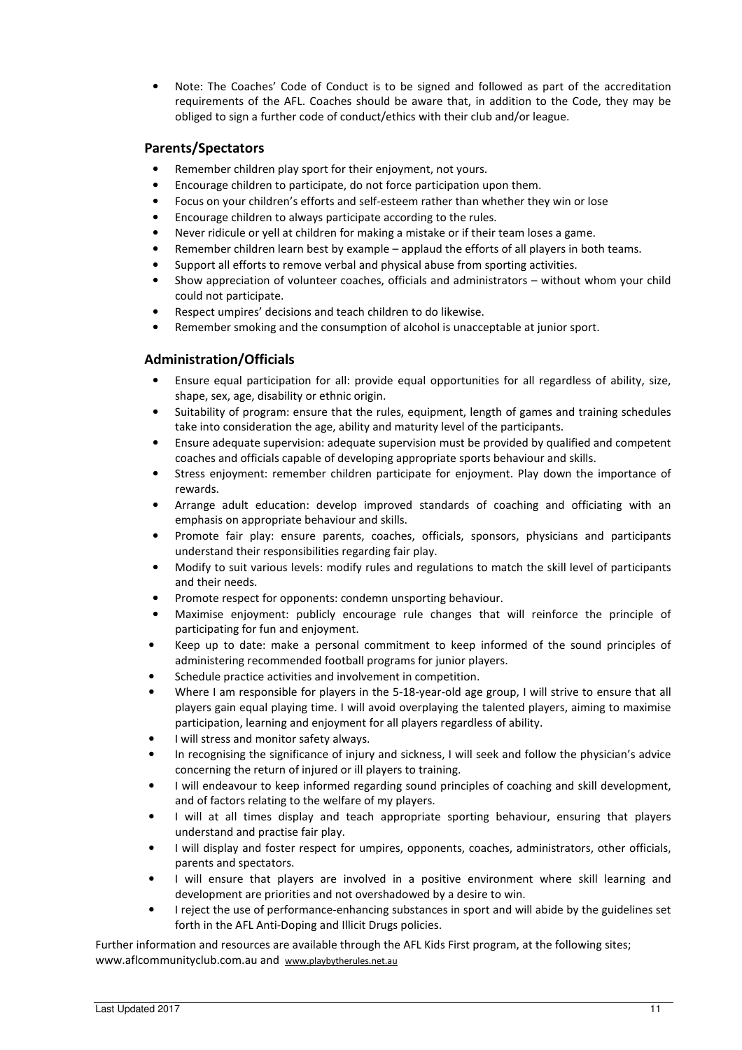- Note: The Coaches' Code of Conduct is to be signed and followed as part of the accreditation requirements of the AFL. Coaches should be aware that, in addition to the Code, they may be obliged to sign a further code of conduct/ethics with their club and/or league.

## Parents/Spectators

- Remember children play sport for their enjoyment, not yours.
- Encourage children to participate, do not force participation upon them.
- Focus on your children's efforts and self-esteem rather than whether they win or lose
- Encourage children to always participate according to the rules.
- Never ridicule or yell at children for making a mistake or if their team loses a game.
- Remember children learn best by example – applaud the efforts of all players in both teams.
- Support all efforts to remove verbal and physical abuse from sporting activities.
- Show appreciation of volunteer coaches, officials and administrators – without whom your child could not participate.
- Respect umpires' decisions and teach children to do likewise.
- Remember smoking and the consumption of alcohol is unacceptable at junior sport.

## Administration/Officials

- Ensure equal participation for all: provide equal opportunities for all regardless of ability, size, shape, sex, age, disability or ethnic origin.
- Suitability of program: ensure that the rules, equipment, length of games and training schedules take into consideration the age, ability and maturity level of the participants.
- Ensure adequate supervision: adequate supervision must be provided by qualified and competent coaches and officials capable of developing appropriate sports behaviour and skills.
- Stress enjoyment: remember children participate for enjoyment. Play down the importance of rewards.
- Arrange adult education: develop improved standards of coaching and officiating with an emphasis on appropriate behaviour and skills.
- Promote fair play: ensure parents, coaches, officials, sponsors, physicians and participants understand their responsibilities regarding fair play.
- Modify to suit various levels: modify rules and regulations to match the skill level of participants and their needs.
- Promote respect for opponents: condemn unsporting behaviour.
- Maximise enjoyment: publicly encourage rule changes that will reinforce the principle of participating for fun and enjoyment.
- Keep up to date: make a personal commitment to keep informed of the sound principles of administering recommended football programs for junior players.
- Schedule practice activities and involvement in competition.
- Where I am responsible for players in the 5-18-year-old age group, I will strive to ensure that all players gain equal playing time. I will avoid overplaying the talented players, aiming to maximise participation, learning and enjoyment for all players regardless of ability.
- I will stress and monitor safety always.
- In recognising the significance of injury and sickness, I will seek and follow the physician's advice concerning the return of injured or ill players to training.
- I will endeavour to keep informed regarding sound principles of coaching and skill development, and of factors relating to the welfare of my players.
- I will at all times display and teach appropriate sporting behaviour, ensuring that players understand and practise fair play.
- I will display and foster respect for umpires, opponents, coaches, administrators, other officials, parents and spectators.
- I will ensure that players are involved in a positive environment where skill learning and development are priorities and not overshadowed by a desire to win.
- I reject the use of performance-enhancing substances in sport and will abide by the guidelines set forth in the AFL Anti-Doping and Illicit Drugs policies.

Further information and resources are available through the AFL Kids First program, at the following sites; www.aflcommunityclub.com.au and www.playbytherules.net.au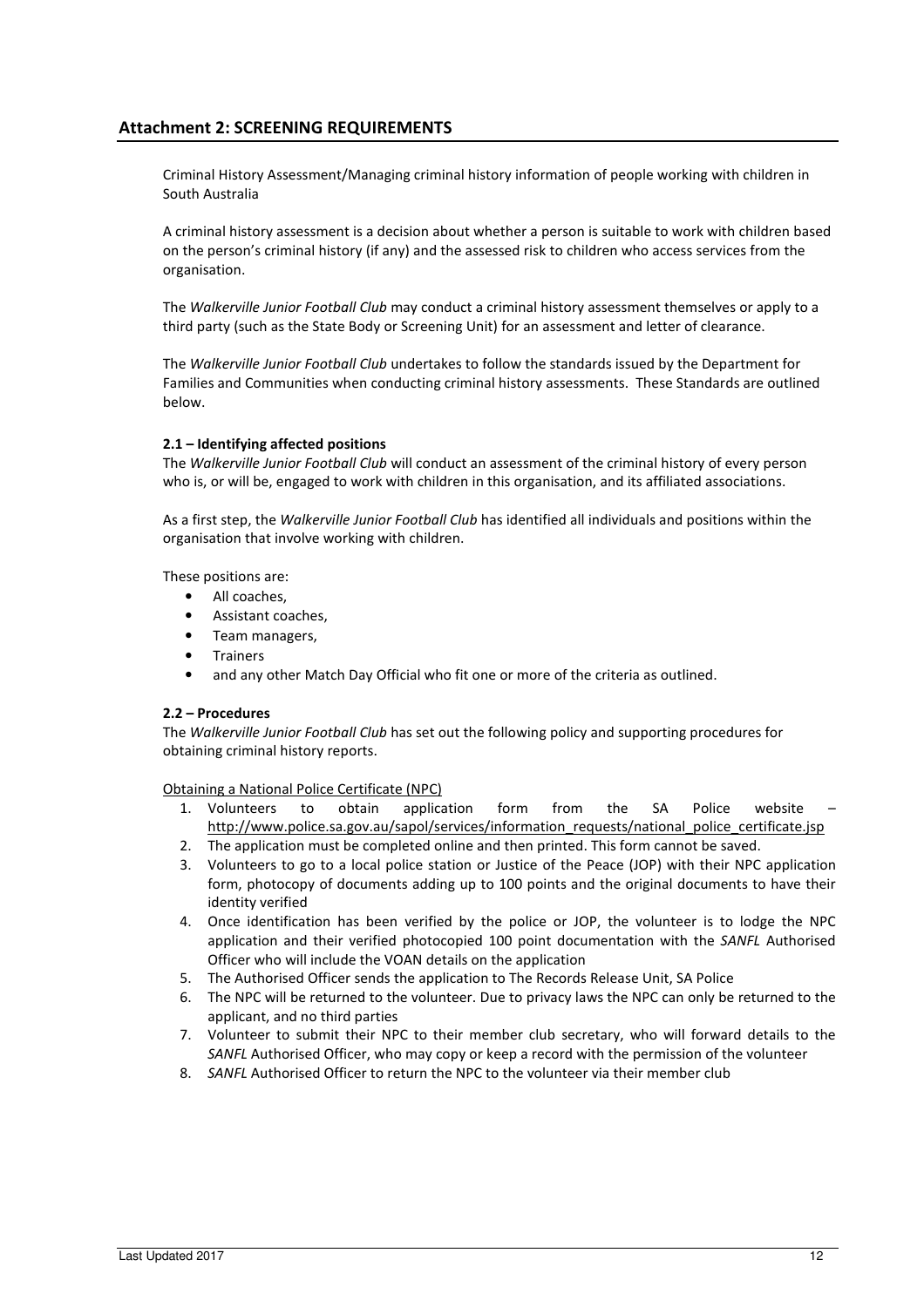## Attachment 2: SCREENING REQUIREMENTS

Criminal History Assessment/Managing criminal history information of people working with children in South Australia

A criminal history assessment is a decision about whether a person is suitable to work with children based on the person's criminal history (if any) and the assessed risk to children who access services from the organisation.

The *Walkerville Junior Football Club* may conduct a criminal history assessment themselves or apply to a third party (such as the State Body or Screening Unit) for an assessment and letter of clearance.

The *Walkerville Junior Football Club* undertakes to follow the standards issued by the Department for Families and Communities when conducting criminal history assessments. These Standards are outlined below.

**2.1 – Identifying affected positions**

The *Walkerville Junior Football Club* will conduct an assessment of the criminal history of every person who is, or will be, engaged to work with children in this organisation, and its affiliated associations.

As a first step, the *Walkerville Junior Football Club* has identified all individuals and positions within the organisation that involve working with children.

These positions are:

- All coaches,
- Assistant coaches,
- Team managers,
- Trainers
- and any other Match Day Official who fit one or more of the criteria as outlined.

**2.2 – Procedures**

The *Walkerville Junior Football Club* has set out the following policy and supporting procedures for obtaining criminal history reports.

Obtaining a National Police Certificate (NPC)

1. Volunteers to obtain application form from the SA Police website – http://www.police.sa.gov.au/sapol/services/information_requests/national_police_certificate.jsp
2. The application must be completed online and then printed. This form cannot be saved.
3. Volunteers to go to a local police station or Justice of the Peace (JOP) with their NPC application form, photocopy of documents adding up to 100 points and the original documents to have their identity verified
4. Once identification has been verified by the police or JOP, the volunteer is to lodge the NPC application and their verified photocopied 100 point documentation with the *SANFL* Authorised Officer who will include the VOAN details on the application
5. The Authorised Officer sends the application to The Records Release Unit, SA Police
6. The NPC will be returned to the volunteer. Due to privacy laws the NPC can only be returned to the applicant, and no third parties
7. Volunteer to submit their NPC to their member club secretary, who will forward details to the *SANFL* Authorised Officer, who may copy or keep a record with the permission of the volunteer
8. *SANFL* Authorised Officer to return the NPC to the volunteer via their member club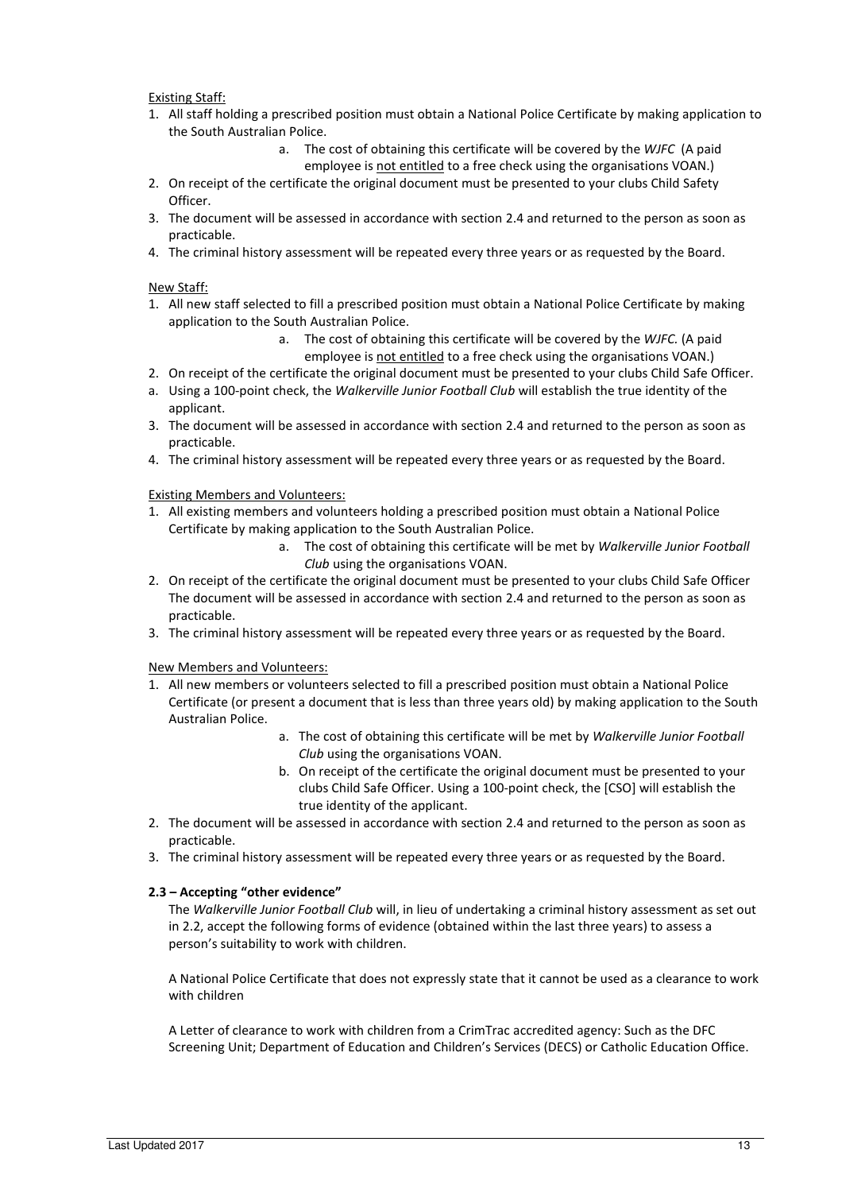Existing Staff:

1. All staff holding a prescribed position must obtain a National Police Certificate by making application to the South Australian Police.
    a. The cost of obtaining this certificate will be covered by the *WJFC* (A paid employee is not entitled to a free check using the organisations VOAN.)
2. On receipt of the certificate the original document must be presented to your clubs Child Safety Officer.
3. The document will be assessed in accordance with section 2.4 and returned to the person as soon as practicable.
4. The criminal history assessment will be repeated every three years or as requested by the Board.

New Staff:

1. All new staff selected to fill a prescribed position must obtain a National Police Certificate by making application to the South Australian Police.
    a. The cost of obtaining this certificate will be covered by the *WJFC.* (A paid employee is not entitled to a free check using the organisations VOAN.)
2. On receipt of the certificate the original document must be presented to your clubs Child Safe Officer.

a. Using a 100-point check, the *Walkerville Junior Football Club* will establish the true identity of the applicant.

3. The document will be assessed in accordance with section 2.4 and returned to the person as soon as practicable.
4. The criminal history assessment will be repeated every three years or as requested by the Board.

Existing Members and Volunteers:

1. All existing members and volunteers holding a prescribed position must obtain a National Police Certificate by making application to the South Australian Police.
    a. The cost of obtaining this certificate will be met by *Walkerville Junior Football Club* using the organisations VOAN.
2. On receipt of the certificate the original document must be presented to your clubs Child Safe Officer The document will be assessed in accordance with section 2.4 and returned to the person as soon as practicable.
3. The criminal history assessment will be repeated every three years or as requested by the Board.

New Members and Volunteers:

1. All new members or volunteers selected to fill a prescribed position must obtain a National Police Certificate (or present a document that is less than three years old) by making application to the South Australian Police.
    a. The cost of obtaining this certificate will be met by *Walkerville Junior Football Club* using the organisations VOAN.
    b. On receipt of the certificate the original document must be presented to your clubs Child Safe Officer. Using a 100-point check, the [CSO] will establish the true identity of the applicant.
2. The document will be assessed in accordance with section 2.4 and returned to the person as soon as practicable.
3. The criminal history assessment will be repeated every three years or as requested by the Board.

**2.3 – Accepting "other evidence"**

The *Walkerville Junior Football Club* will, in lieu of undertaking a criminal history assessment as set out in 2.2, accept the following forms of evidence (obtained within the last three years) to assess a person's suitability to work with children.

A National Police Certificate that does not expressly state that it cannot be used as a clearance to work with children

A Letter of clearance to work with children from a CrimTrac accredited agency: Such as the DFC Screening Unit; Department of Education and Children's Services (DECS) or Catholic Education Office.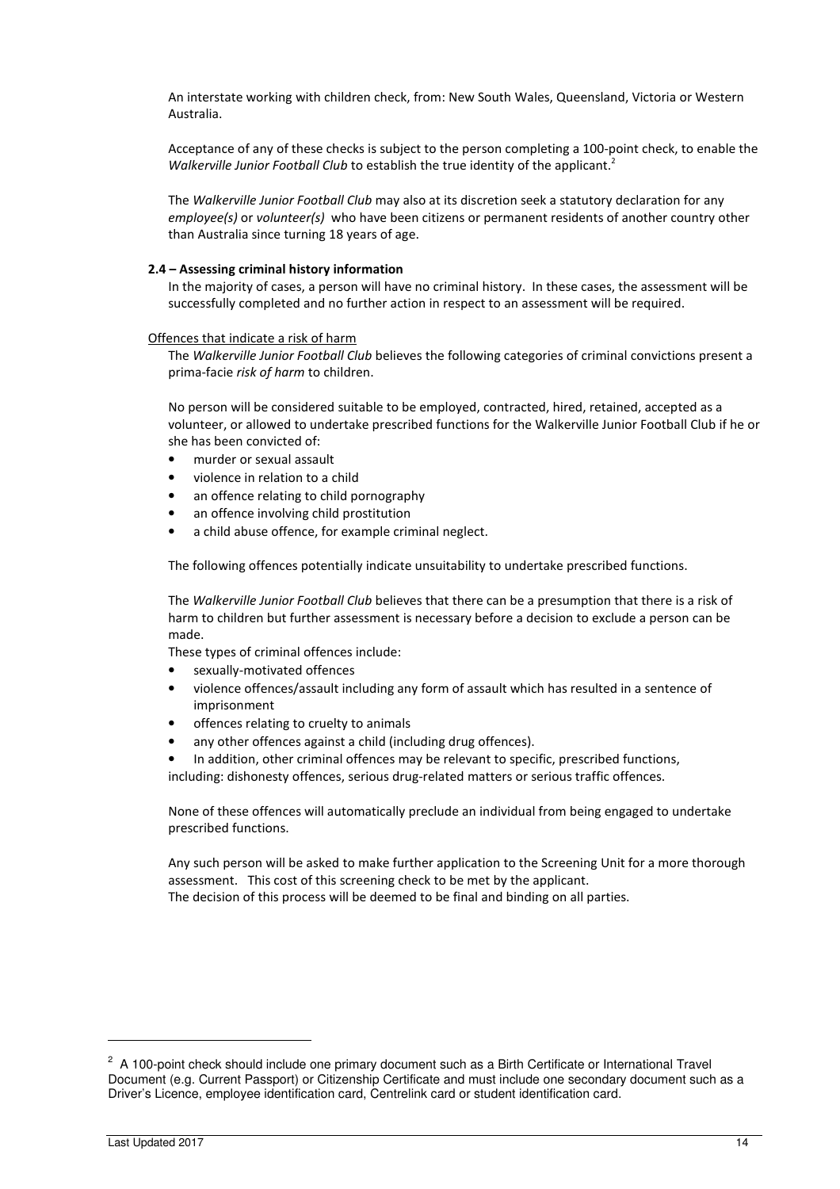An interstate working with children check, from: New South Wales, Queensland, Victoria or Western Australia.

Acceptance of any of these checks is subject to the person completing a 100-point check, to enable the *Walkerville Junior Football Club* to establish the true identity of the applicant.[2]

The *Walkerville Junior Football Club* may also at its discretion seek a statutory declaration for any *employee(s)* or *volunteer(s)* who have been citizens or permanent residents of another country other than Australia since turning 18 years of age.

**2.4 – Assessing criminal history information**

In the majority of cases, a person will have no criminal history. In these cases, the assessment will be successfully completed and no further action in respect to an assessment will be required.

Offences that indicate a risk of harm

The *Walkerville Junior Football Club* believes the following categories of criminal convictions present a prima-facie *risk of harm* to children.

No person will be considered suitable to be employed, contracted, hired, retained, accepted as a volunteer, or allowed to undertake prescribed functions for the Walkerville Junior Football Club if he or she has been convicted of:

- murder or sexual assault
- violence in relation to a child
- an offence relating to child pornography
- an offence involving child prostitution
- a child abuse offence, for example criminal neglect.

The following offences potentially indicate unsuitability to undertake prescribed functions.

The *Walkerville Junior Football Club* believes that there can be a presumption that there is a risk of harm to children but further assessment is necessary before a decision to exclude a person can be made.

These types of criminal offences include:

- sexually-motivated offences
- violence offences/assault including any form of assault which has resulted in a sentence of imprisonment
- offences relating to cruelty to animals
- any other offences against a child (including drug offences).
- In addition, other criminal offences may be relevant to specific, prescribed functions, including: dishonesty offences, serious drug-related matters or serious traffic offences.

None of these offences will automatically preclude an individual from being engaged to undertake prescribed functions.

Any such person will be asked to make further application to the Screening Unit for a more thorough assessment. This cost of this screening check to be met by the applicant.
The decision of this process will be deemed to be final and binding on all parties.

[2] A 100-point check should include one primary document such as a Birth Certificate or International Travel Document (e.g. Current Passport) or Citizenship Certificate and must include one secondary document such as a Driver's Licence, employee identification card, Centrelink card or student identification card.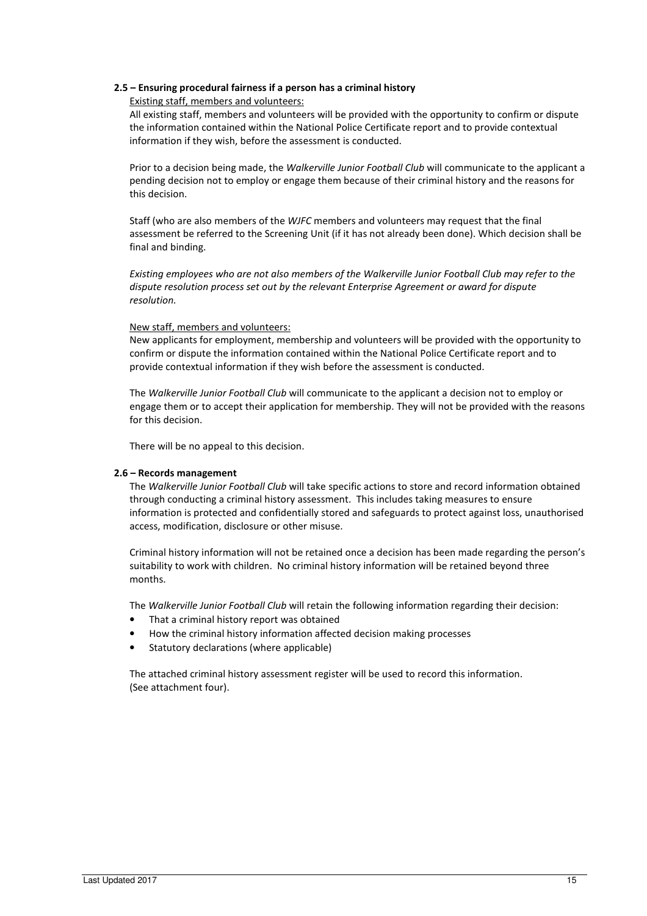**2.5 – Ensuring procedural fairness if a person has a criminal history**

Existing staff, members and volunteers:

All existing staff, members and volunteers will be provided with the opportunity to confirm or dispute the information contained within the National Police Certificate report and to provide contextual information if they wish, before the assessment is conducted.

Prior to a decision being made, the *Walkerville Junior Football Club* will communicate to the applicant a pending decision not to employ or engage them because of their criminal history and the reasons for this decision.

Staff (who are also members of the *WJFC* members and volunteers may request that the final assessment be referred to the Screening Unit (if it has not already been done). Which decision shall be final and binding.

*Existing employees who are not also members of the Walkerville Junior Football Club may refer to the dispute resolution process set out by the relevant Enterprise Agreement or award for dispute resolution.*

New staff, members and volunteers:

New applicants for employment, membership and volunteers will be provided with the opportunity to confirm or dispute the information contained within the National Police Certificate report and to provide contextual information if they wish before the assessment is conducted.

The *Walkerville Junior Football Club* will communicate to the applicant a decision not to employ or engage them or to accept their application for membership. They will not be provided with the reasons for this decision.

There will be no appeal to this decision.

**2.6 – Records management**

The *Walkerville Junior Football Club* will take specific actions to store and record information obtained through conducting a criminal history assessment. This includes taking measures to ensure information is protected and confidentially stored and safeguards to protect against loss, unauthorised access, modification, disclosure or other misuse.

Criminal history information will not be retained once a decision has been made regarding the person's suitability to work with children. No criminal history information will be retained beyond three months.

The *Walkerville Junior Football Club* will retain the following information regarding their decision:

- That a criminal history report was obtained
- How the criminal history information affected decision making processes
- Statutory declarations (where applicable)

The attached criminal history assessment register will be used to record this information. (See attachment four).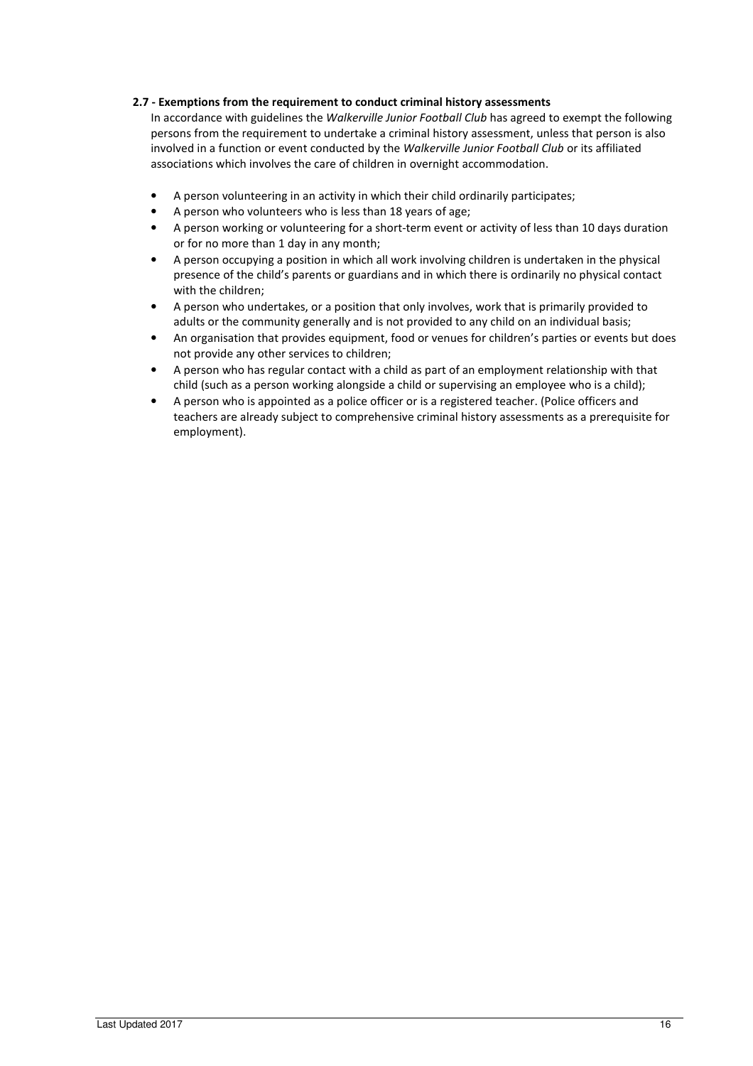### 2.7 - Exemptions from the requirement to conduct criminal history assessments

In accordance with guidelines the *Walkerville Junior Football Club* has agreed to exempt the following persons from the requirement to undertake a criminal history assessment, unless that person is also involved in a function or event conducted by the *Walkerville Junior Football Club* or its affiliated associations which involves the care of children in overnight accommodation.

- A person volunteering in an activity in which their child ordinarily participates;
- A person who volunteers who is less than 18 years of age;
- A person working or volunteering for a short-term event or activity of less than 10 days duration or for no more than 1 day in any month;
- A person occupying a position in which all work involving children is undertaken in the physical presence of the child's parents or guardians and in which there is ordinarily no physical contact with the children;
- A person who undertakes, or a position that only involves, work that is primarily provided to adults or the community generally and is not provided to any child on an individual basis;
- An organisation that provides equipment, food or venues for children's parties or events but does not provide any other services to children;
- A person who has regular contact with a child as part of an employment relationship with that child (such as a person working alongside a child or supervising an employee who is a child);
- A person who is appointed as a police officer or is a registered teacher. (Police officers and teachers are already subject to comprehensive criminal history assessments as a prerequisite for employment).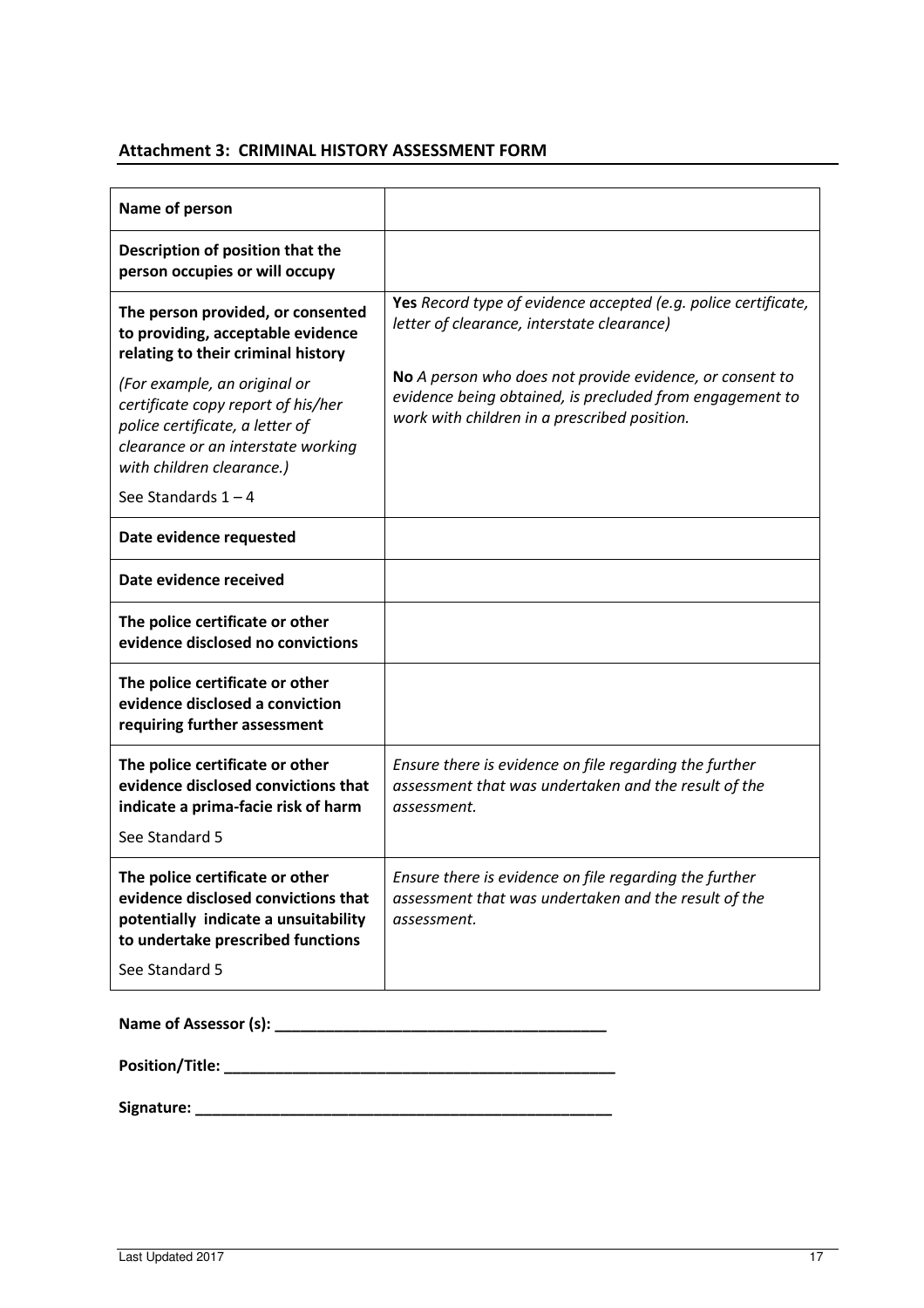### Attachment 3: CRIMINAL HISTORY ASSESSMENT FORM

| **Name of person** | |
|---|---|
| **Description of position that the person occupies or will occupy** | |
| **The person provided, or consented to providing, acceptable evidence relating to their criminal history**<br><br>*(For example, an original or certificate copy report of his/her police certificate, a letter of clearance or an interstate working with children clearance.)*<br><br>See Standards 1 – 4 | **Yes** *Record type of evidence accepted (e.g. police certificate, letter of clearance, interstate clearance)*<br><br>**No** *A person who does not provide evidence, or consent to evidence being obtained, is precluded from engagement to work with children in a prescribed position.* |
| **Date evidence requested** | |
| **Date evidence received** | |
| **The police certificate or other evidence disclosed no convictions** | |
| **The police certificate or other evidence disclosed a conviction requiring further assessment** | |
| **The police certificate or other evidence disclosed convictions that indicate a prima-facie risk of harm**<br><br>See Standard 5 | *Ensure there is evidence on file regarding the further assessment that was undertaken and the result of the assessment.* |
| **The police certificate or other evidence disclosed convictions that potentially indicate a unsuitability to undertake prescribed functions**<br><br>See Standard 5 | *Ensure there is evidence on file regarding the further assessment that was undertaken and the result of the assessment.* |

**Name of Assessor (s): _______________________________________**

**Position/Title: _______________________________________________**

**Signature: __________________________________________________**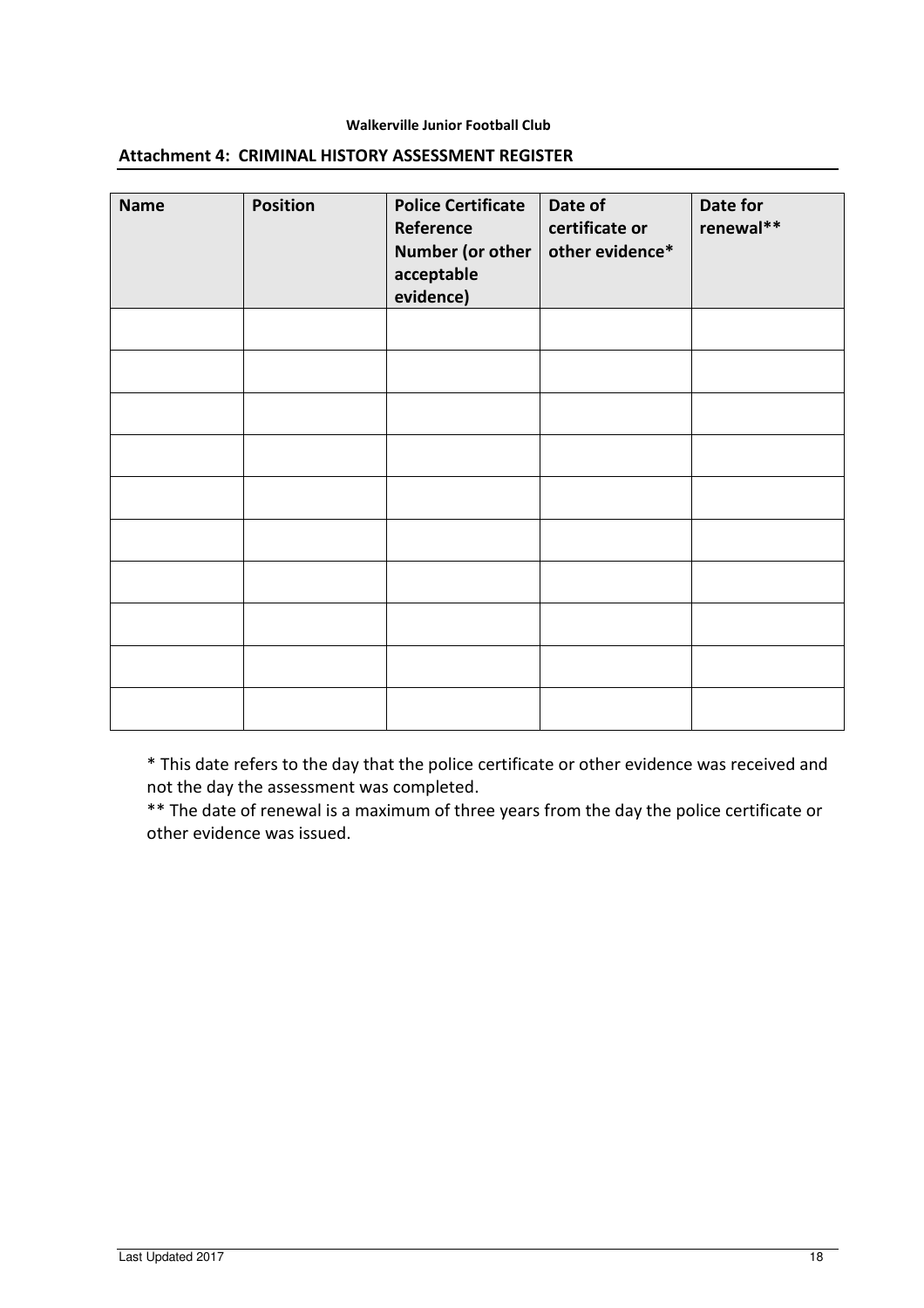**Walkerville Junior Football Club**

## Attachment 4: CRIMINAL HISTORY ASSESSMENT REGISTER

| Name | Position | Police Certificate Reference Number (or other acceptable evidence) | Date of certificate or other evidence* | Date for renewal** |
|---|---|---|---|---|
| | | | | |
| | | | | |
| | | | | |
| | | | | |
| | | | | |
| | | | | |
| | | | | |
| | | | | |
| | | | | |
| | | | | |

* This date refers to the day that the police certificate or other evidence was received and not the day the assessment was completed.

** The date of renewal is a maximum of three years from the day the police certificate or other evidence was issued.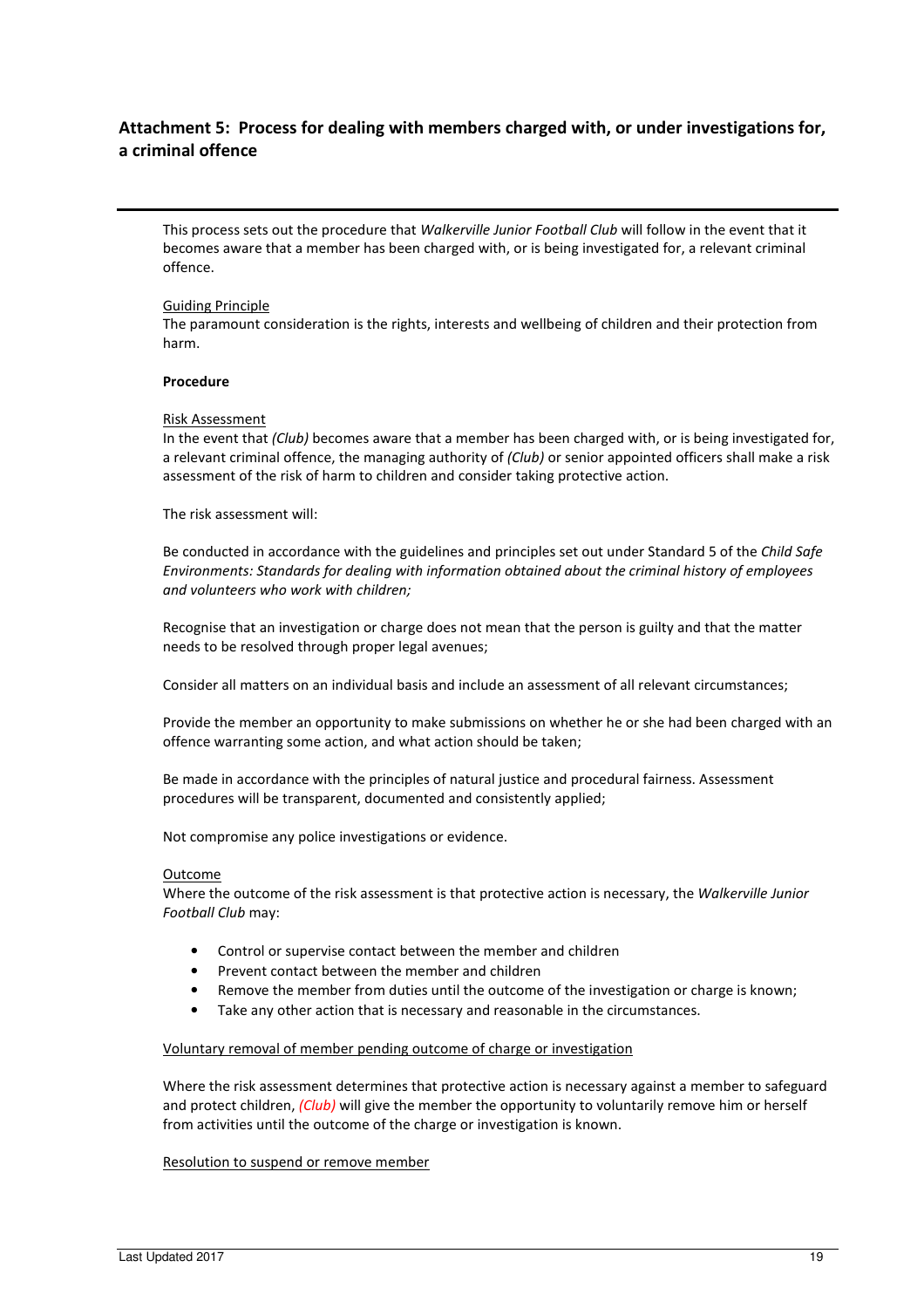## Attachment 5: Process for dealing with members charged with, or under investigations for, a criminal offence

This process sets out the procedure that *Walkerville Junior Football Club* will follow in the event that it becomes aware that a member has been charged with, or is being investigated for, a relevant criminal offence.

Guiding Principle

The paramount consideration is the rights, interests and wellbeing of children and their protection from harm.

**Procedure**

Risk Assessment

In the event that *(Club)* becomes aware that a member has been charged with, or is being investigated for, a relevant criminal offence, the managing authority of *(Club)* or senior appointed officers shall make a risk assessment of the risk of harm to children and consider taking protective action.

The risk assessment will:

Be conducted in accordance with the guidelines and principles set out under Standard 5 of the *Child Safe Environments: Standards for dealing with information obtained about the criminal history of employees and volunteers who work with children;*

Recognise that an investigation or charge does not mean that the person is guilty and that the matter needs to be resolved through proper legal avenues;

Consider all matters on an individual basis and include an assessment of all relevant circumstances;

Provide the member an opportunity to make submissions on whether he or she had been charged with an offence warranting some action, and what action should be taken;

Be made in accordance with the principles of natural justice and procedural fairness. Assessment procedures will be transparent, documented and consistently applied;

Not compromise any police investigations or evidence.

Outcome

Where the outcome of the risk assessment is that protective action is necessary, the *Walkerville Junior Football Club* may:

- Control or supervise contact between the member and children
- Prevent contact between the member and children
- Remove the member from duties until the outcome of the investigation or charge is known;
- Take any other action that is necessary and reasonable in the circumstances.

Voluntary removal of member pending outcome of charge or investigation

Where the risk assessment determines that protective action is necessary against a member to safeguard and protect children, *(Club)* will give the member the opportunity to voluntarily remove him or herself from activities until the outcome of the charge or investigation is known.

Resolution to suspend or remove member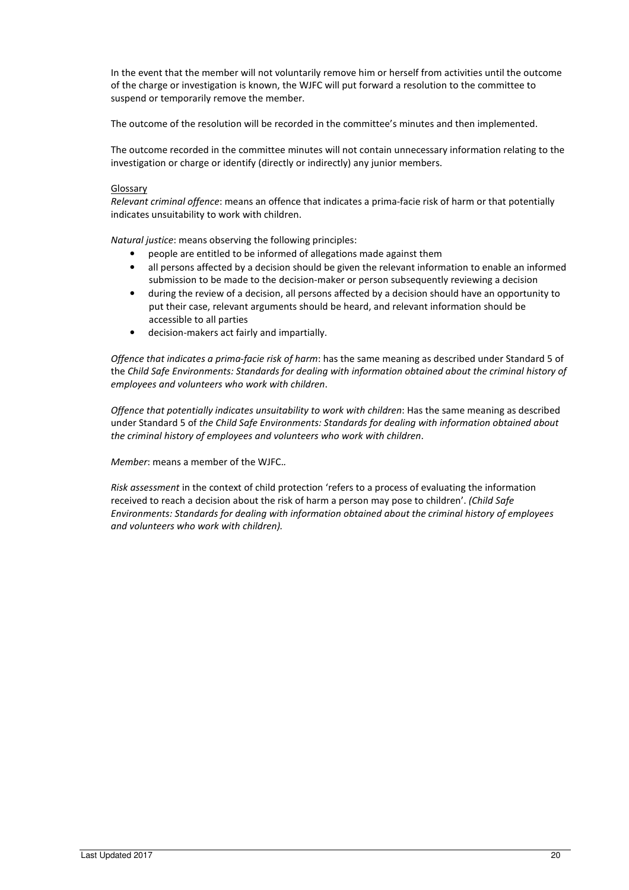In the event that the member will not voluntarily remove him or herself from activities until the outcome of the charge or investigation is known, the WJFC will put forward a resolution to the committee to suspend or temporarily remove the member.

The outcome of the resolution will be recorded in the committee's minutes and then implemented.

The outcome recorded in the committee minutes will not contain unnecessary information relating to the investigation or charge or identify (directly or indirectly) any junior members.

<u>Glossary</u>

*Relevant criminal offence*: means an offence that indicates a prima-facie risk of harm or that potentially indicates unsuitability to work with children.

*Natural justice*: means observing the following principles:

- people are entitled to be informed of allegations made against them
- all persons affected by a decision should be given the relevant information to enable an informed submission to be made to the decision-maker or person subsequently reviewing a decision
- during the review of a decision, all persons affected by a decision should have an opportunity to put their case, relevant arguments should be heard, and relevant information should be accessible to all parties
- decision-makers act fairly and impartially.

*Offence that indicates a prima-facie risk of harm*: has the same meaning as described under Standard 5 of the *Child Safe Environments: Standards for dealing with information obtained about the criminal history of employees and volunteers who work with children*.

*Offence that potentially indicates unsuitability to work with children*: Has the same meaning as described under Standard 5 of *the Child Safe Environments: Standards for dealing with information obtained about the criminal history of employees and volunteers who work with children*.

*Member*: means a member of the WJFC..

*Risk assessment* in the context of child protection 'refers to a process of evaluating the information received to reach a decision about the risk of harm a person may pose to children'. *(Child Safe Environments: Standards for dealing with information obtained about the criminal history of employees and volunteers who work with children).*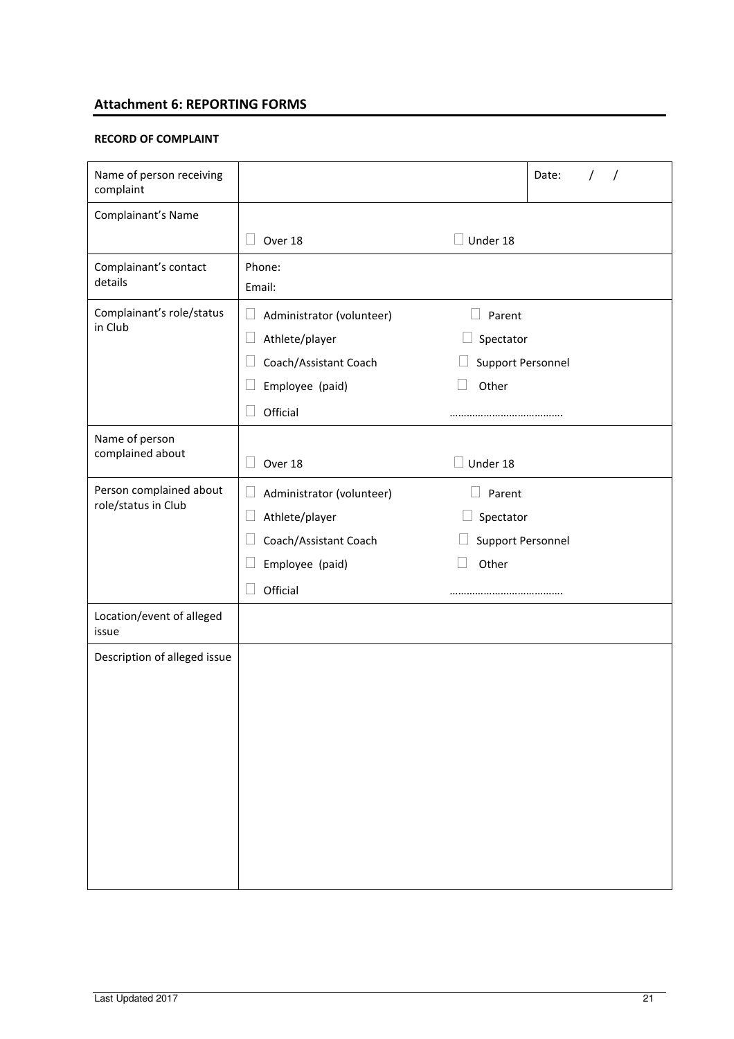## Attachment 6: REPORTING FORMS

**RECORD OF COMPLAINT**

| | | |
|---|---|---|
| Name of person receiving complaint | | Date: / / |
| Complainant's Name | ☐ Over 18 ☐ Under 18 | |
| Complainant's contact details | Phone:<br>Email: | |
| Complainant's role/status in Club | ☐ Administrator (volunteer) ☐ Parent<br>☐ Athlete/player ☐ Spectator<br>☐ Coach/Assistant Coach ☐ Support Personnel<br>☐ Employee (paid) ☐ Other<br>☐ Official ………………………………… | |
| Name of person complained about | ☐ Over 18 ☐ Under 18 | |
| Person complained about role/status in Club | ☐ Administrator (volunteer) ☐ Parent<br>☐ Athlete/player ☐ Spectator<br>☐ Coach/Assistant Coach ☐ Support Personnel<br>☐ Employee (paid) ☐ Other<br>☐ Official ………………………………… | |
| Location/event of alleged issue | | |
| Description of alleged issue | | |

Last Updated 2017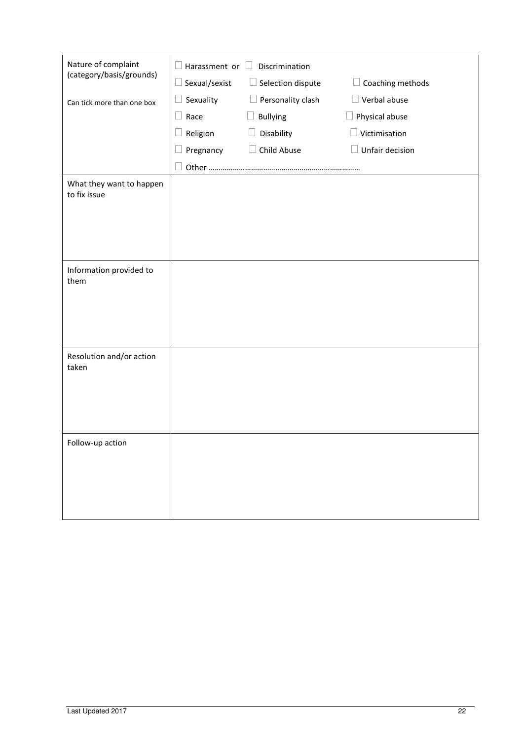| | |
|---|---|
| Nature of complaint (category/basis/grounds)<br><br>Can tick more than one box | ☐ Harassment or ☐ Discrimination<br>☐ Sexual/sexist ☐ Selection dispute ☐ Coaching methods<br>☐ Sexuality ☐ Personality clash ☐ Verbal abuse<br>☐ Race ☐ Bullying ☐ Physical abuse<br>☐ Religion ☐ Disability ☐ Victimisation<br>☐ Pregnancy ☐ Child Abuse ☐ Unfair decision<br>☐ Other ………………………………………………………………… |
| What they want to happen to fix issue | |
| Information provided to them | |
| Resolution and/or action taken | |
| Follow-up action | |

Last Updated 2017